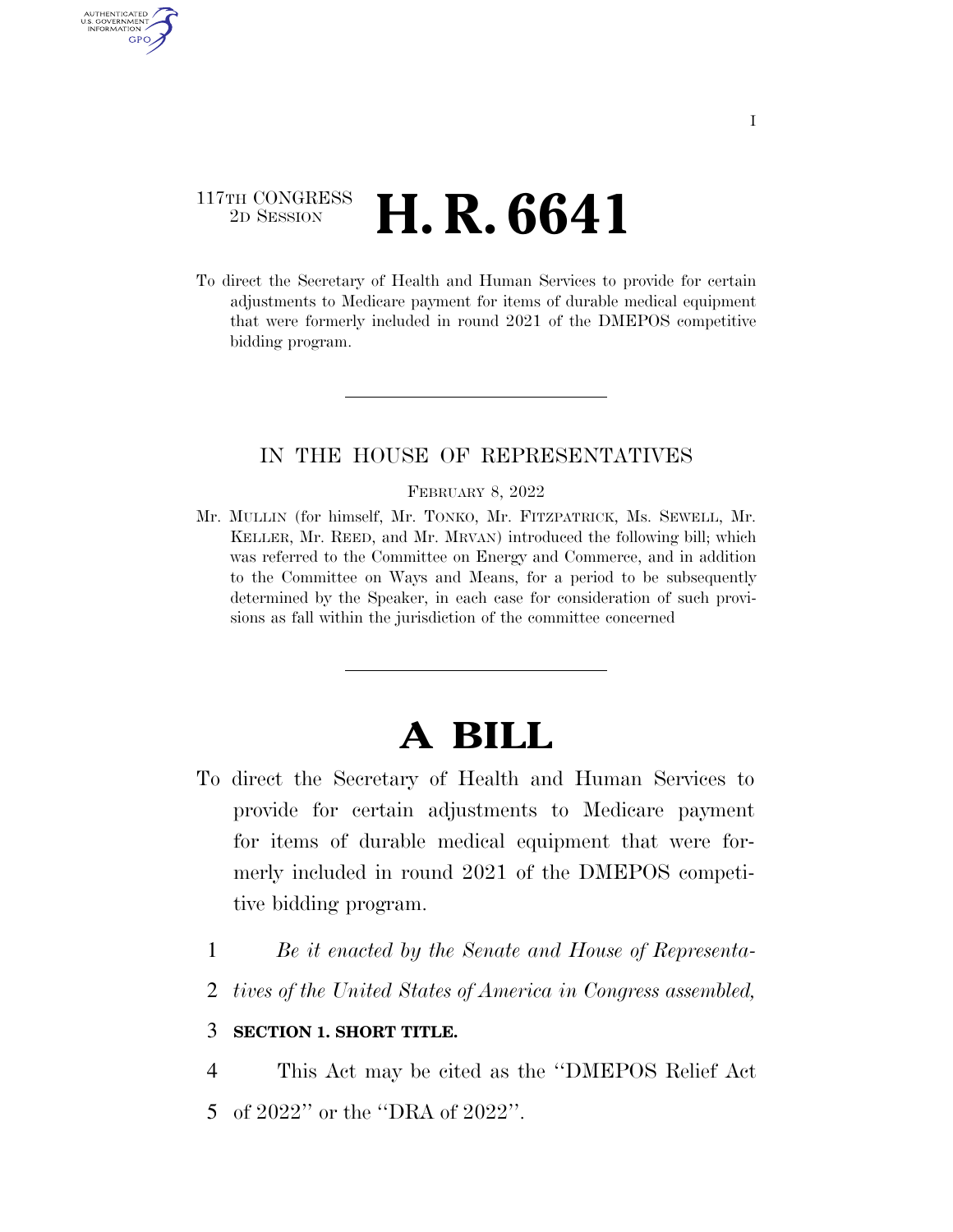117TH CONGRESS
2D SESSION

# H. R. 6641

To direct the Secretary of Health and Human Services to provide for certain adjustments to Medicare payment for items of durable medical equipment that were formerly included in round 2021 of the DMEPOS competitive bidding program.

IN THE HOUSE OF REPRESENTATIVES

FEBRUARY 8, 2022

Mr. MULLIN (for himself, Mr. TONKO, Mr. FITZPATRICK, Ms. SEWELL, Mr. KELLER, Mr. REED, and Mr. MRVAN) introduced the following bill; which was referred to the Committee on Energy and Commerce, and in addition to the Committee on Ways and Means, for a period to be subsequently determined by the Speaker, in each case for consideration of such provisions as fall within the jurisdiction of the committee concerned

# A BILL

To direct the Secretary of Health and Human Services to provide for certain adjustments to Medicare payment for items of durable medical equipment that were formerly included in round 2021 of the DMEPOS competitive bidding program.

1 *Be it enacted by the Senate and House of Representa-*
2 *tives of the United States of America in Congress assembled,*

3 **SECTION 1. SHORT TITLE.**

4 This Act may be cited as the ''DMEPOS Relief Act
5 of 2022'' or the ''DRA of 2022''.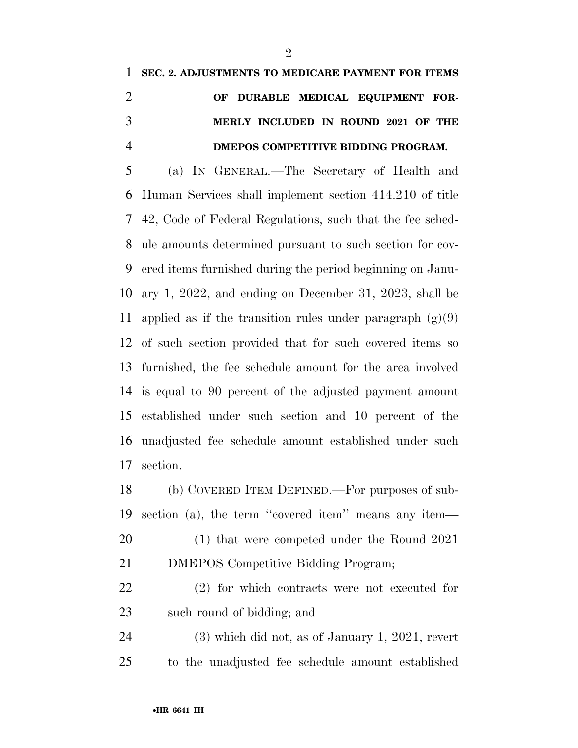**SEC. 2. ADJUSTMENTS TO MEDICARE PAYMENT FOR ITEMS OF DURABLE MEDICAL EQUIPMENT FORMERLY INCLUDED IN ROUND 2021 OF THE DMEPOS COMPETITIVE BIDDING PROGRAM.**

(a) IN GENERAL.—The Secretary of Health and Human Services shall implement section 414.210 of title 42, Code of Federal Regulations, such that the fee schedule amounts determined pursuant to such section for covered items furnished during the period beginning on January 1, 2022, and ending on December 31, 2023, shall be applied as if the transition rules under paragraph (g)(9) of such section provided that for such covered items so furnished, the fee schedule amount for the area involved is equal to 90 percent of the adjusted payment amount established under such section and 10 percent of the unadjusted fee schedule amount established under such section.

(b) COVERED ITEM DEFINED.—For purposes of subsection (a), the term ''covered item'' means any item—

(1) that were competed under the Round 2021 DMEPOS Competitive Bidding Program;

(2) for which contracts were not executed for such round of bidding; and

(3) which did not, as of January 1, 2021, revert to the unadjusted fee schedule amount established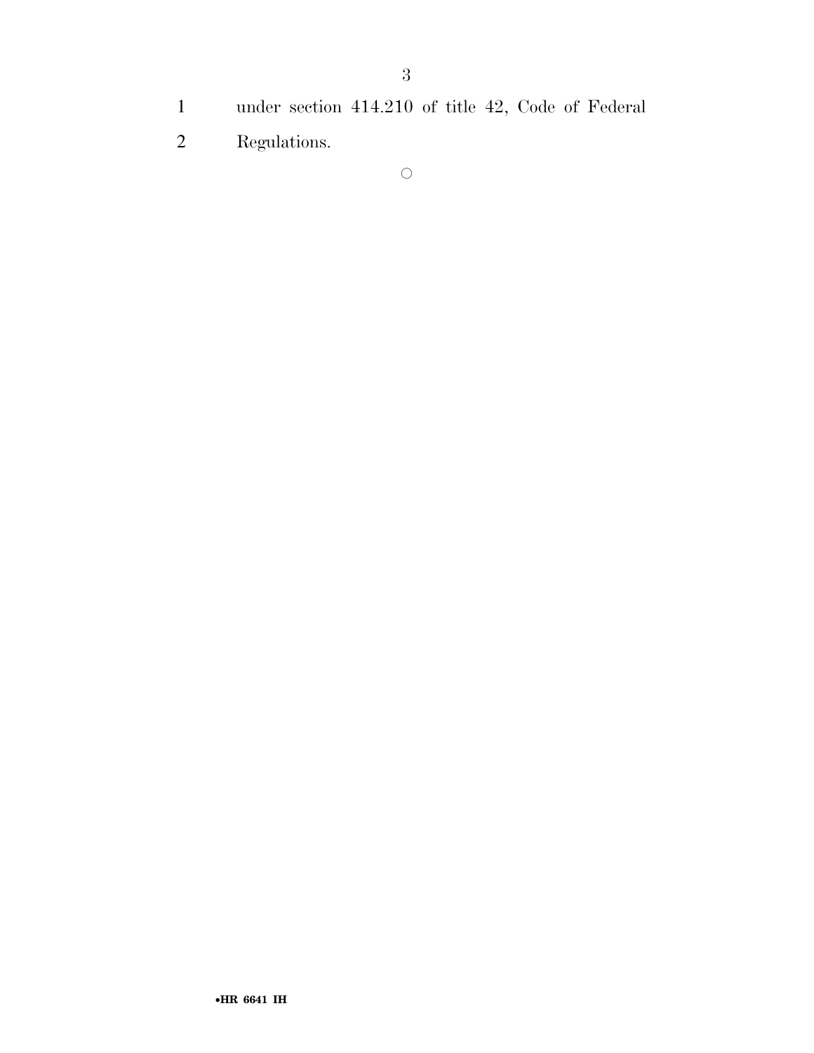under section 414.210 of title 42, Code of Federal Regulations.